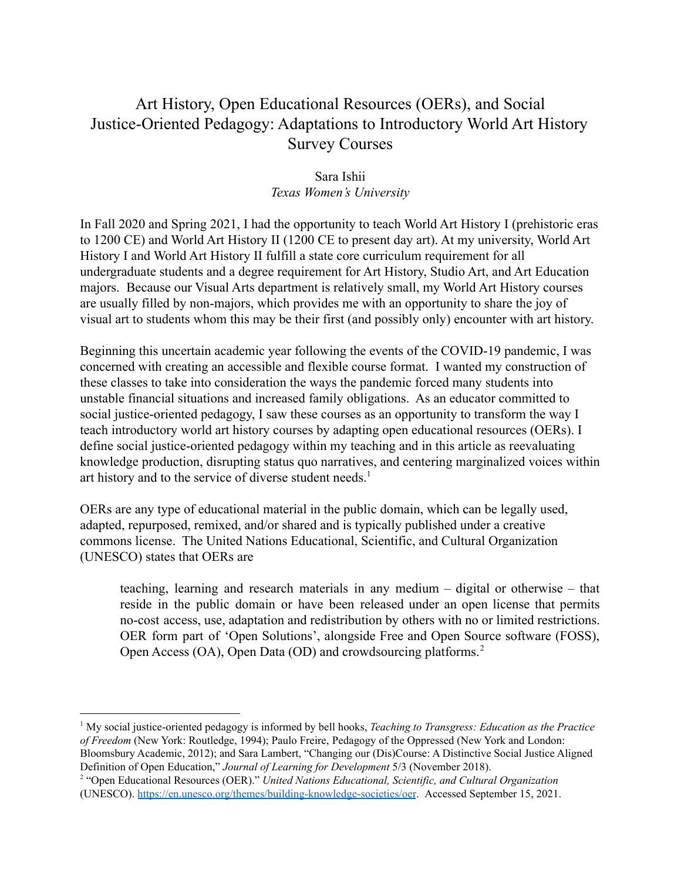# Art History, Open Educational Resources (OERs), and Social Justice-Oriented Pedagogy: Adaptations to Introductory World Art History Survey Courses

Sara Ishii
*Texas Women's University*

In Fall 2020 and Spring 2021, I had the opportunity to teach World Art History I (prehistoric eras to 1200 CE) and World Art History II (1200 CE to present day art). At my university, World Art History I and World Art History II fulfill a state core curriculum requirement for all undergraduate students and a degree requirement for Art History, Studio Art, and Art Education majors. Because our Visual Arts department is relatively small, my World Art History courses are usually filled by non-majors, which provides me with an opportunity to share the joy of visual art to students whom this may be their first (and possibly only) encounter with art history.

Beginning this uncertain academic year following the events of the COVID-19 pandemic, I was concerned with creating an accessible and flexible course format. I wanted my construction of these classes to take into consideration the ways the pandemic forced many students into unstable financial situations and increased family obligations. As an educator committed to social justice-oriented pedagogy, I saw these courses as an opportunity to transform the way I teach introductory world art history courses by adapting open educational resources (OERs). I define social justice-oriented pedagogy within my teaching and in this article as reevaluating knowledge production, disrupting status quo narratives, and centering marginalized voices within art history and to the service of diverse student needs.[1]

OERs are any type of educational material in the public domain, which can be legally used, adapted, repurposed, remixed, and/or shared and is typically published under a creative commons license. The United Nations Educational, Scientific, and Cultural Organization (UNESCO) states that OERs are

> teaching, learning and research materials in any medium – digital or otherwise – that reside in the public domain or have been released under an open license that permits no-cost access, use, adaptation and redistribution by others with no or limited restrictions. OER form part of 'Open Solutions', alongside Free and Open Source software (FOSS), Open Access (OA), Open Data (OD) and crowdsourcing platforms.[2]

---

[1] My social justice-oriented pedagogy is informed by bell hooks, *Teaching to Transgress: Education as the Practice of Freedom* (New York: Routledge, 1994); Paulo Freire, Pedagogy of the Oppressed (New York and London: Bloomsbury Academic, 2012); and Sara Lambert, "Changing our (Dis)Course: A Distinctive Social Justice Aligned Definition of Open Education," *Journal of Learning for Development* 5/3 (November 2018).

[2] "Open Educational Resources (OER)." *United Nations Educational, Scientific, and Cultural Organization* (UNESCO). https://en.unesco.org/themes/building-knowledge-societies/oer. Accessed September 15, 2021.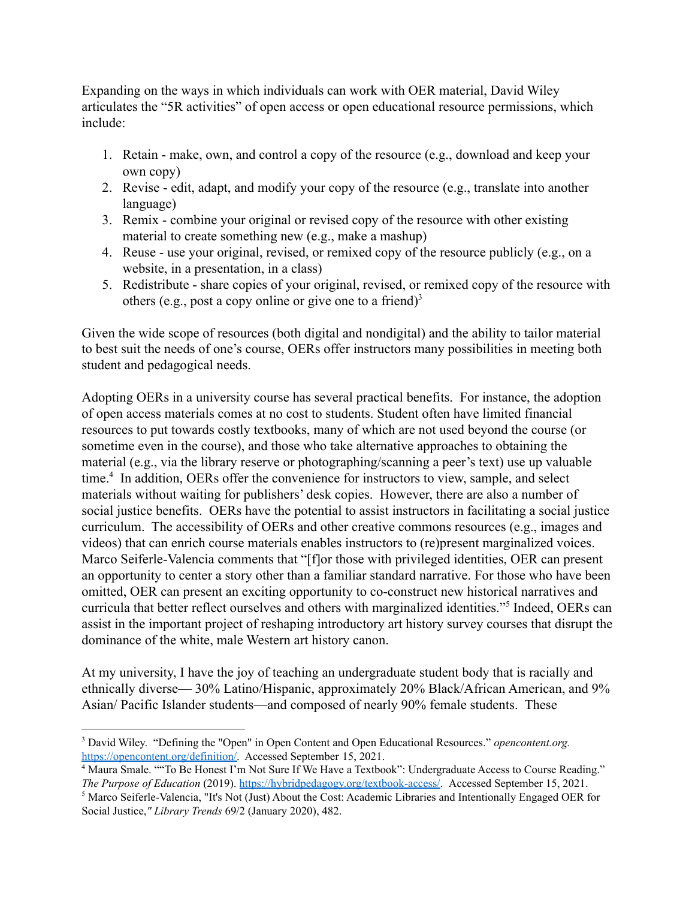Expanding on the ways in which individuals can work with OER material, David Wiley articulates the "5R activities" of open access or open educational resource permissions, which include:

1. Retain - make, own, and control a copy of the resource (e.g., download and keep your own copy)
2. Revise - edit, adapt, and modify your copy of the resource (e.g., translate into another language)
3. Remix - combine your original or revised copy of the resource with other existing material to create something new (e.g., make a mashup)
4. Reuse - use your original, revised, or remixed copy of the resource publicly (e.g., on a website, in a presentation, in a class)
5. Redistribute - share copies of your original, revised, or remixed copy of the resource with others (e.g., post a copy online or give one to a friend)[3]

Given the wide scope of resources (both digital and nondigital) and the ability to tailor material to best suit the needs of one's course, OERs offer instructors many possibilities in meeting both student and pedagogical needs.

Adopting OERs in a university course has several practical benefits. For instance, the adoption of open access materials comes at no cost to students. Student often have limited financial resources to put towards costly textbooks, many of which are not used beyond the course (or sometime even in the course), and those who take alternative approaches to obtaining the material (e.g., via the library reserve or photographing/scanning a peer's text) use up valuable time.[4] In addition, OERs offer the convenience for instructors to view, sample, and select materials without waiting for publishers' desk copies. However, there are also a number of social justice benefits. OERs have the potential to assist instructors in facilitating a social justice curriculum. The accessibility of OERs and other creative commons resources (e.g., images and videos) that can enrich course materials enables instructors to (re)present marginalized voices. Marco Seiferle-Valencia comments that "[f]or those with privileged identities, OER can present an opportunity to center a story other than a familiar standard narrative. For those who have been omitted, OER can present an exciting opportunity to co-construct new historical narratives and curricula that better reflect ourselves and others with marginalized identities."[5] Indeed, OERs can assist in the important project of reshaping introductory art history survey courses that disrupt the dominance of the white, male Western art history canon.

At my university, I have the joy of teaching an undergraduate student body that is racially and ethnically diverse— 30% Latino/Hispanic, approximately 20% Black/African American, and 9% Asian/ Pacific Islander students—and composed of nearly 90% female students. These

---

[3] David Wiley. "Defining the "Open" in Open Content and Open Educational Resources." *opencontent.org.* https://opencontent.org/definition/. Accessed September 15, 2021.

[4] Maura Smale. ""To Be Honest I'm Not Sure If We Have a Textbook": Undergraduate Access to Course Reading." *The Purpose of Education* (2019). https://hybridpedagogy.org/textbook-access/. Accessed September 15, 2021.

[5] Marco Seiferle-Valencia, "It's Not (Just) About the Cost: Academic Libraries and Intentionally Engaged OER for Social Justice," *Library Trends* 69/2 (January 2020), 482.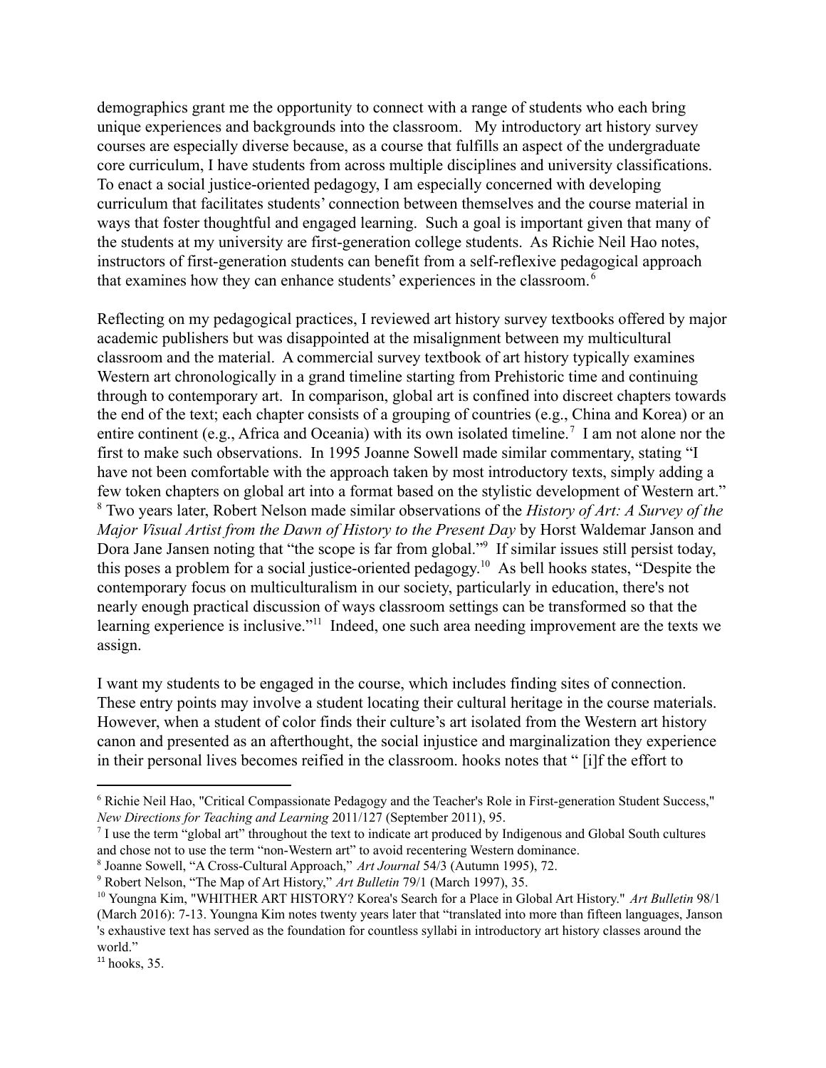demographics grant me the opportunity to connect with a range of students who each bring unique experiences and backgrounds into the classroom. My introductory art history survey courses are especially diverse because, as a course that fulfills an aspect of the undergraduate core curriculum, I have students from across multiple disciplines and university classifications. To enact a social justice-oriented pedagogy, I am especially concerned with developing curriculum that facilitates students' connection between themselves and the course material in ways that foster thoughtful and engaged learning. Such a goal is important given that many of the students at my university are first-generation college students. As Richie Neil Hao notes, instructors of first-generation students can benefit from a self-reflexive pedagogical approach that examines how they can enhance students' experiences in the classroom.[6]

Reflecting on my pedagogical practices, I reviewed art history survey textbooks offered by major academic publishers but was disappointed at the misalignment between my multicultural classroom and the material. A commercial survey textbook of art history typically examines Western art chronologically in a grand timeline starting from Prehistoric time and continuing through to contemporary art. In comparison, global art is confined into discreet chapters towards the end of the text; each chapter consists of a grouping of countries (e.g., China and Korea) or an entire continent (e.g., Africa and Oceania) with its own isolated timeline.[7] I am not alone nor the first to make such observations. In 1995 Joanne Sowell made similar commentary, stating "I have not been comfortable with the approach taken by most introductory texts, simply adding a few token chapters on global art into a format based on the stylistic development of Western art."[8] Two years later, Robert Nelson made similar observations of the *History of Art: A Survey of the Major Visual Artist from the Dawn of History to the Present Day* by Horst Waldemar Janson and Dora Jane Jansen noting that "the scope is far from global."[9] If similar issues still persist today, this poses a problem for a social justice-oriented pedagogy.[10] As bell hooks states, "Despite the contemporary focus on multiculturalism in our society, particularly in education, there's not nearly enough practical discussion of ways classroom settings can be transformed so that the learning experience is inclusive."[11] Indeed, one such area needing improvement are the texts we assign.

I want my students to be engaged in the course, which includes finding sites of connection. These entry points may involve a student locating their cultural heritage in the course materials. However, when a student of color finds their culture's art isolated from the Western art history canon and presented as an afterthought, the social injustice and marginalization they experience in their personal lives becomes reified in the classroom. hooks notes that " [i]f the effort to

---

[6] Richie Neil Hao, "Critical Compassionate Pedagogy and the Teacher's Role in First-generation Student Success," *New Directions for Teaching and Learning* 2011/127 (September 2011), 95.

[7] I use the term "global art" throughout the text to indicate art produced by Indigenous and Global South cultures and chose not to use the term "non-Western art" to avoid recentering Western dominance.

[8] Joanne Sowell, "A Cross-Cultural Approach," *Art Journal* 54/3 (Autumn 1995), 72.

[9] Robert Nelson, "The Map of Art History," *Art Bulletin* 79/1 (March 1997), 35.

[10] Youngna Kim, "WHITHER ART HISTORY? Korea's Search for a Place in Global Art History." *Art Bulletin* 98/1 (March 2016): 7-13. Youngna Kim notes twenty years later that "translated into more than fifteen languages, Janson 's exhaustive text has served as the foundation for countless syllabi in introductory art history classes around the world."

[11] hooks, 35.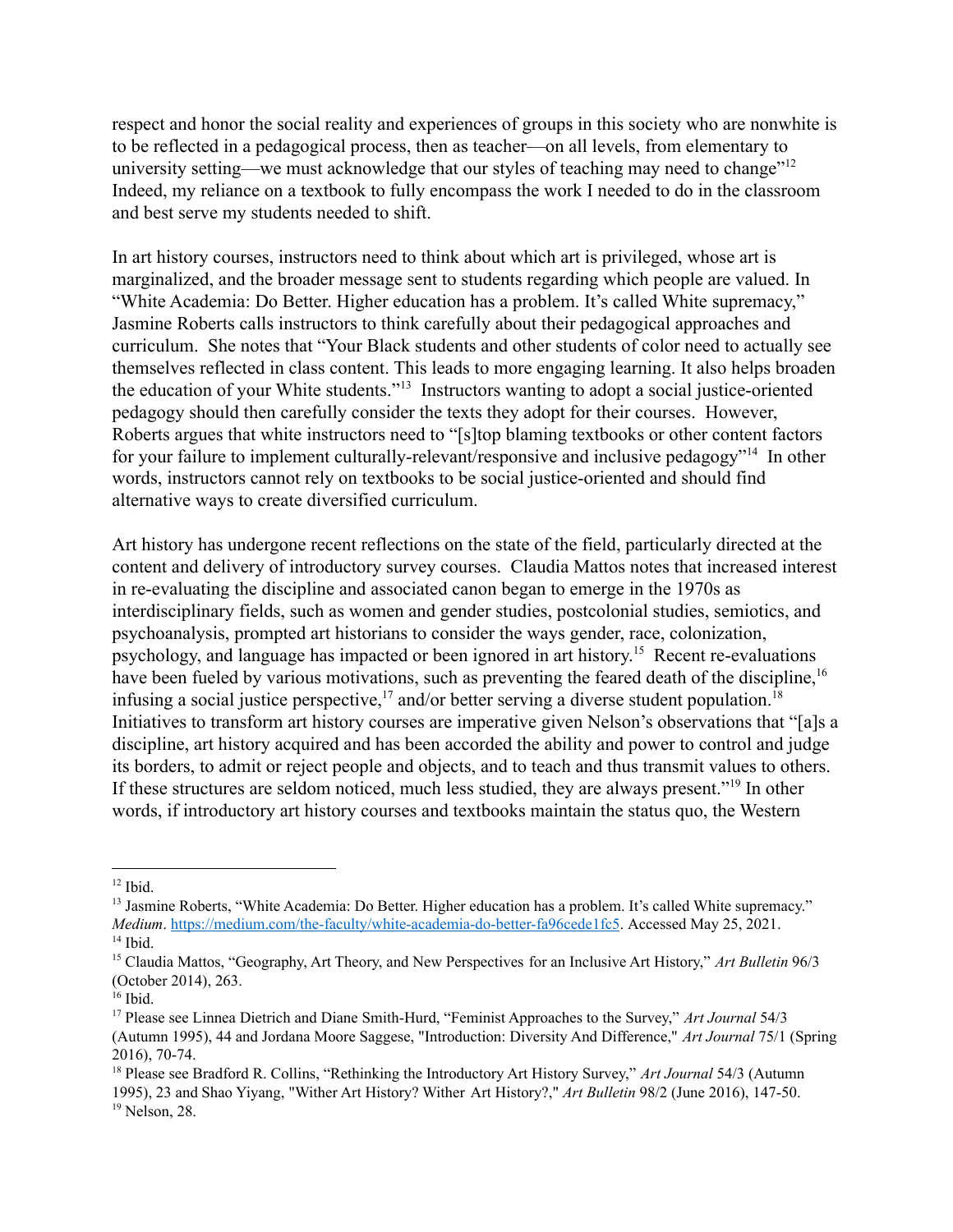respect and honor the social reality and experiences of groups in this society who are nonwhite is to be reflected in a pedagogical process, then as teacher—on all levels, from elementary to university setting—we must acknowledge that our styles of teaching may need to change"[12] Indeed, my reliance on a textbook to fully encompass the work I needed to do in the classroom and best serve my students needed to shift.

In art history courses, instructors need to think about which art is privileged, whose art is marginalized, and the broader message sent to students regarding which people are valued. In "White Academia: Do Better. Higher education has a problem. It's called White supremacy," Jasmine Roberts calls instructors to think carefully about their pedagogical approaches and curriculum. She notes that "Your Black students and other students of color need to actually see themselves reflected in class content. This leads to more engaging learning. It also helps broaden the education of your White students."[13] Instructors wanting to adopt a social justice-oriented pedagogy should then carefully consider the texts they adopt for their courses. However, Roberts argues that white instructors need to "[s]top blaming textbooks or other content factors for your failure to implement culturally-relevant/responsive and inclusive pedagogy"[14] In other words, instructors cannot rely on textbooks to be social justice-oriented and should find alternative ways to create diversified curriculum.

Art history has undergone recent reflections on the state of the field, particularly directed at the content and delivery of introductory survey courses. Claudia Mattos notes that increased interest in re-evaluating the discipline and associated canon began to emerge in the 1970s as interdisciplinary fields, such as women and gender studies, postcolonial studies, semiotics, and psychoanalysis, prompted art historians to consider the ways gender, race, colonization, psychology, and language has impacted or been ignored in art history.[15] Recent re-evaluations have been fueled by various motivations, such as preventing the feared death of the discipline,[16] infusing a social justice perspective,[17] and/or better serving a diverse student population.[18] Initiatives to transform art history courses are imperative given Nelson's observations that "[a]s a discipline, art history acquired and has been accorded the ability and power to control and judge its borders, to admit or reject people and objects, and to teach and thus transmit values to others. If these structures are seldom noticed, much less studied, they are always present."[19] In other words, if introductory art history courses and textbooks maintain the status quo, the Western

---

[12] Ibid.

[13] Jasmine Roberts, "White Academia: Do Better. Higher education has a problem. It's called White supremacy." *Medium*. https://medium.com/the-faculty/white-academia-do-better-fa96cede1fc5. Accessed May 25, 2021.

[14] Ibid.

[15] Claudia Mattos, "Geography, Art Theory, and New Perspectives for an Inclusive Art History," *Art Bulletin* 96/3 (October 2014), 263.

[16] Ibid.

[17] Please see Linnea Dietrich and Diane Smith-Hurd, "Feminist Approaches to the Survey," *Art Journal* 54/3 (Autumn 1995), 44 and Jordana Moore Saggese, "Introduction: Diversity And Difference," *Art Journal* 75/1 (Spring 2016), 70-74.

[18] Please see Bradford R. Collins, "Rethinking the Introductory Art History Survey," *Art Journal* 54/3 (Autumn 1995), 23 and Shao Yiyang, "Wither Art History? Wither Art History?," *Art Bulletin* 98/2 (June 2016), 147-50.

[19] Nelson, 28.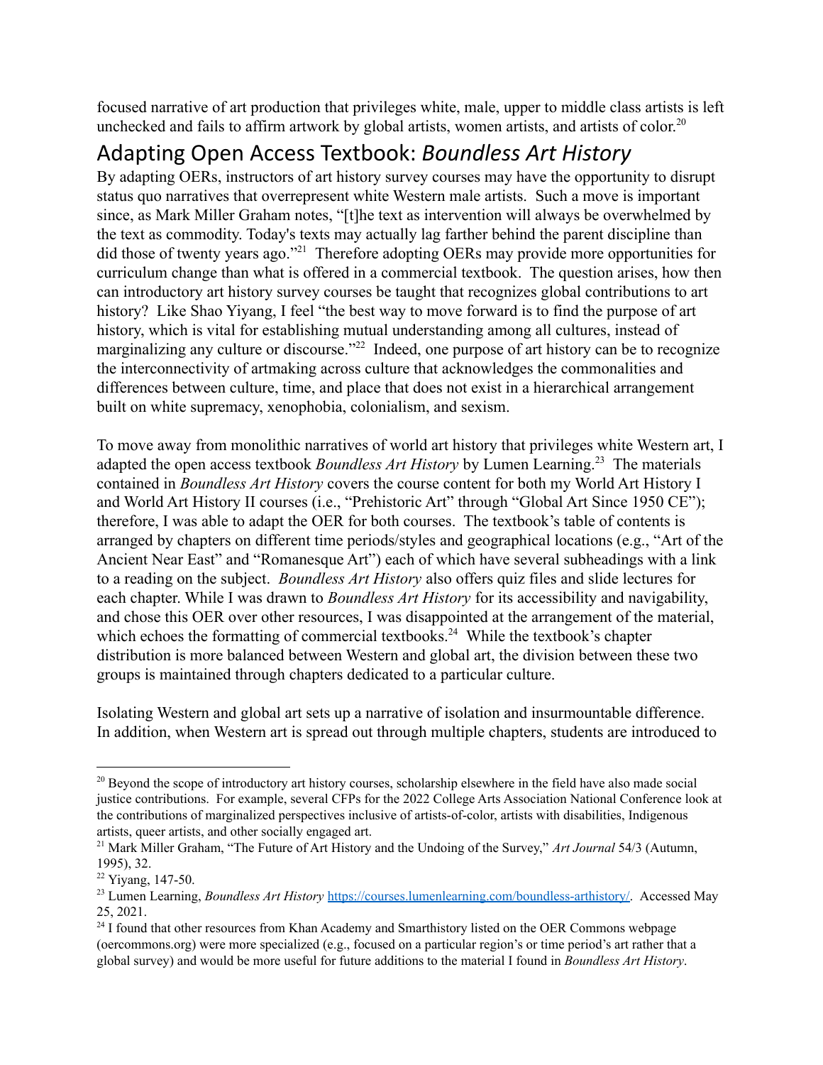focused narrative of art production that privileges white, male, upper to middle class artists is left unchecked and fails to affirm artwork by global artists, women artists, and artists of color.[20]

## Adapting Open Access Textbook: *Boundless Art History*

By adapting OERs, instructors of art history survey courses may have the opportunity to disrupt status quo narratives that overrepresent white Western male artists. Such a move is important since, as Mark Miller Graham notes, "[t]he text as intervention will always be overwhelmed by the text as commodity. Today's texts may actually lag farther behind the parent discipline than did those of twenty years ago."[21] Therefore adopting OERs may provide more opportunities for curriculum change than what is offered in a commercial textbook. The question arises, how then can introductory art history survey courses be taught that recognizes global contributions to art history? Like Shao Yiyang, I feel "the best way to move forward is to find the purpose of art history, which is vital for establishing mutual understanding among all cultures, instead of marginalizing any culture or discourse."[22] Indeed, one purpose of art history can be to recognize the interconnectivity of artmaking across culture that acknowledges the commonalities and differences between culture, time, and place that does not exist in a hierarchical arrangement built on white supremacy, xenophobia, colonialism, and sexism.

To move away from monolithic narratives of world art history that privileges white Western art, I adapted the open access textbook *Boundless Art History* by Lumen Learning.[23] The materials contained in *Boundless Art History* covers the course content for both my World Art History I and World Art History II courses (i.e., "Prehistoric Art" through "Global Art Since 1950 CE"); therefore, I was able to adapt the OER for both courses. The textbook's table of contents is arranged by chapters on different time periods/styles and geographical locations (e.g., "Art of the Ancient Near East" and "Romanesque Art") each of which have several subheadings with a link to a reading on the subject. *Boundless Art History* also offers quiz files and slide lectures for each chapter. While I was drawn to *Boundless Art History* for its accessibility and navigability, and chose this OER over other resources, I was disappointed at the arrangement of the material, which echoes the formatting of commercial textbooks.[24] While the textbook's chapter distribution is more balanced between Western and global art, the division between these two groups is maintained through chapters dedicated to a particular culture.

Isolating Western and global art sets up a narrative of isolation and insurmountable difference. In addition, when Western art is spread out through multiple chapters, students are introduced to

---

[20] Beyond the scope of introductory art history courses, scholarship elsewhere in the field have also made social justice contributions. For example, several CFPs for the 2022 College Arts Association National Conference look at the contributions of marginalized perspectives inclusive of artists-of-color, artists with disabilities, Indigenous artists, queer artists, and other socially engaged art.

[21] Mark Miller Graham, "The Future of Art History and the Undoing of the Survey," *Art Journal* 54/3 (Autumn, 1995), 32.

[22] Yiyang, 147-50.

[23] Lumen Learning, *Boundless Art History* https://courses.lumenlearning.com/boundless-arthistory/. Accessed May 25, 2021.

[24] I found that other resources from Khan Academy and Smarthistory listed on the OER Commons webpage (oercommons.org) were more specialized (e.g., focused on a particular region's or time period's art rather that a global survey) and would be more useful for future additions to the material I found in *Boundless Art History*.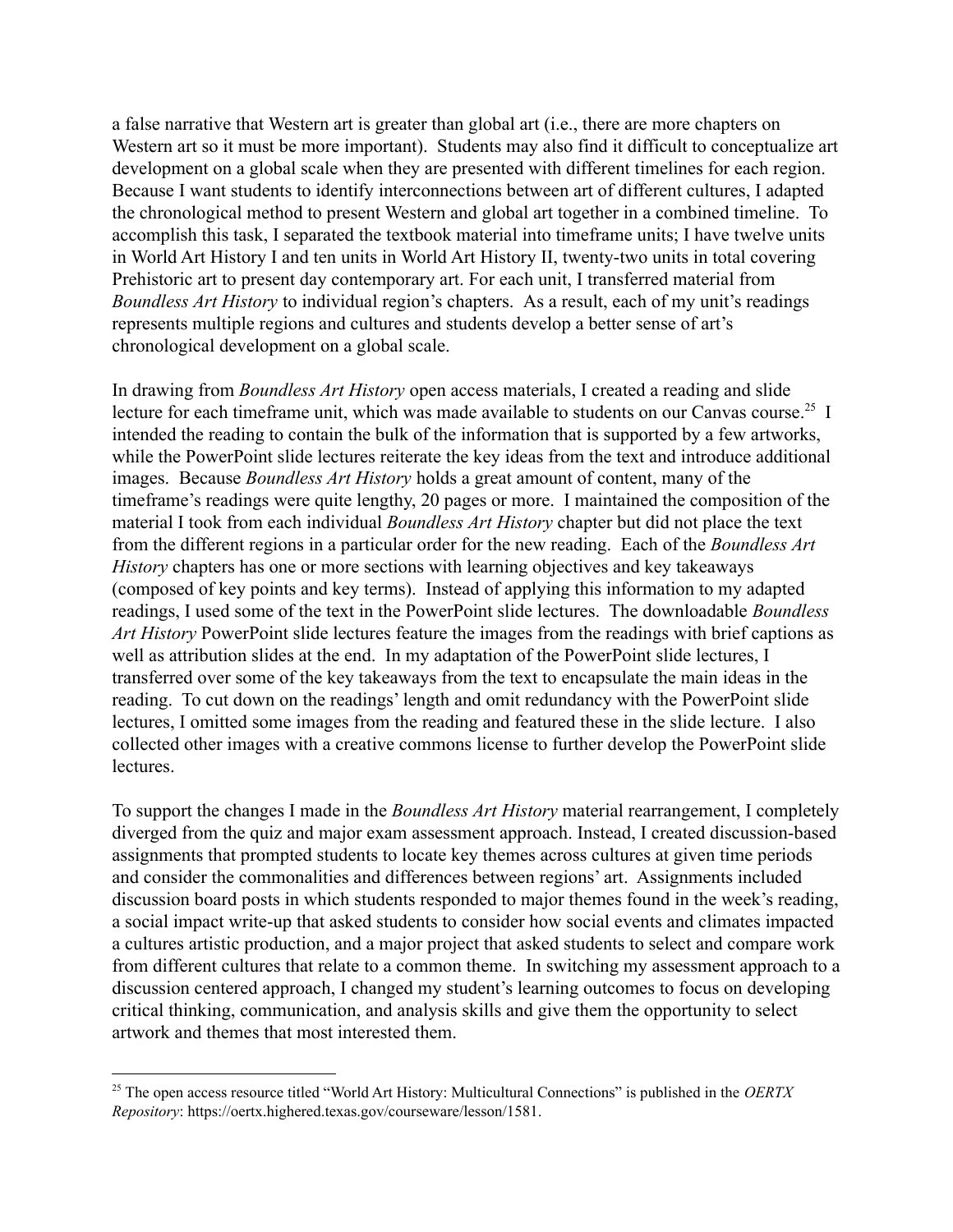a false narrative that Western art is greater than global art (i.e., there are more chapters on Western art so it must be more important). Students may also find it difficult to conceptualize art development on a global scale when they are presented with different timelines for each region. Because I want students to identify interconnections between art of different cultures, I adapted the chronological method to present Western and global art together in a combined timeline. To accomplish this task, I separated the textbook material into timeframe units; I have twelve units in World Art History I and ten units in World Art History II, twenty-two units in total covering Prehistoric art to present day contemporary art. For each unit, I transferred material from *Boundless Art History* to individual region's chapters. As a result, each of my unit's readings represents multiple regions and cultures and students develop a better sense of art's chronological development on a global scale.

In drawing from *Boundless Art History* open access materials, I created a reading and slide lecture for each timeframe unit, which was made available to students on our Canvas course.[25] I intended the reading to contain the bulk of the information that is supported by a few artworks, while the PowerPoint slide lectures reiterate the key ideas from the text and introduce additional images. Because *Boundless Art History* holds a great amount of content, many of the timeframe's readings were quite lengthy, 20 pages or more. I maintained the composition of the material I took from each individual *Boundless Art History* chapter but did not place the text from the different regions in a particular order for the new reading. Each of the *Boundless Art History* chapters has one or more sections with learning objectives and key takeaways (composed of key points and key terms). Instead of applying this information to my adapted readings, I used some of the text in the PowerPoint slide lectures. The downloadable *Boundless Art History* PowerPoint slide lectures feature the images from the readings with brief captions as well as attribution slides at the end. In my adaptation of the PowerPoint slide lectures, I transferred over some of the key takeaways from the text to encapsulate the main ideas in the reading. To cut down on the readings' length and omit redundancy with the PowerPoint slide lectures, I omitted some images from the reading and featured these in the slide lecture. I also collected other images with a creative commons license to further develop the PowerPoint slide lectures.

To support the changes I made in the *Boundless Art History* material rearrangement, I completely diverged from the quiz and major exam assessment approach. Instead, I created discussion-based assignments that prompted students to locate key themes across cultures at given time periods and consider the commonalities and differences between regions' art. Assignments included discussion board posts in which students responded to major themes found in the week's reading, a social impact write-up that asked students to consider how social events and climates impacted a cultures artistic production, and a major project that asked students to select and compare work from different cultures that relate to a common theme. In switching my assessment approach to a discussion centered approach, I changed my student's learning outcomes to focus on developing critical thinking, communication, and analysis skills and give them the opportunity to select artwork and themes that most interested them.

---

[25] The open access resource titled "World Art History: Multicultural Connections" is published in the *OERTX Repository*: https://oertx.highered.texas.gov/courseware/lesson/1581.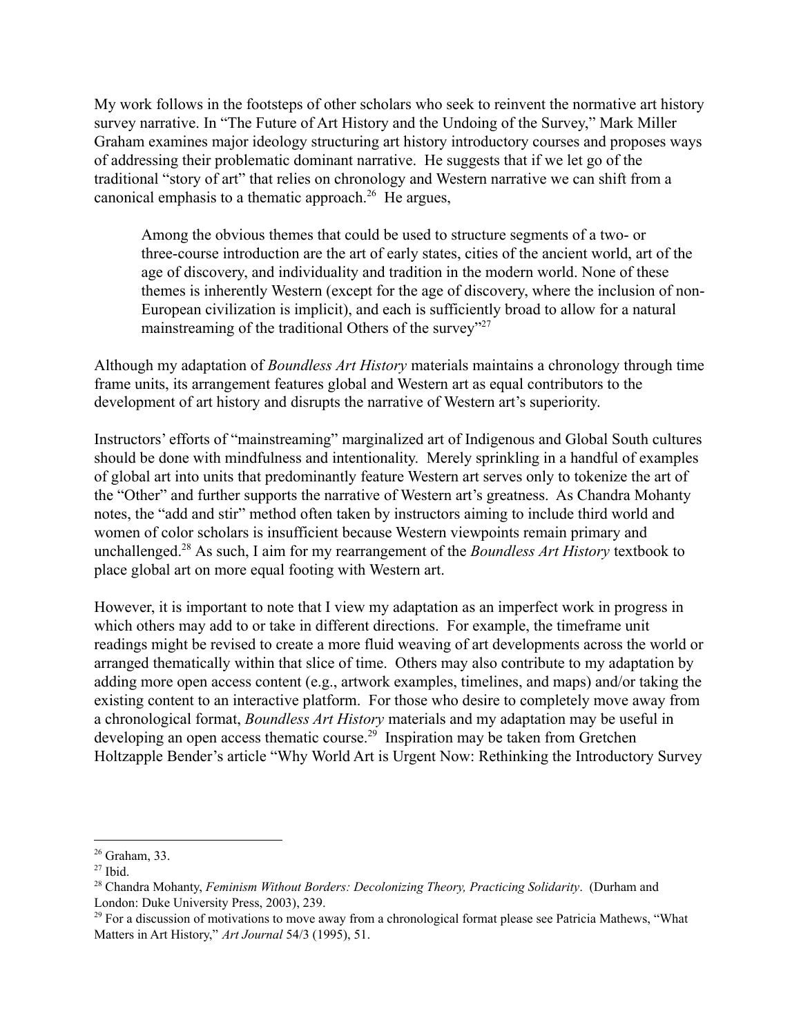My work follows in the footsteps of other scholars who seek to reinvent the normative art history survey narrative. In "The Future of Art History and the Undoing of the Survey," Mark Miller Graham examines major ideology structuring art history introductory courses and proposes ways of addressing their problematic dominant narrative. He suggests that if we let go of the traditional "story of art" that relies on chronology and Western narrative we can shift from a canonical emphasis to a thematic approach.[26] He argues,

> Among the obvious themes that could be used to structure segments of a two- or three-course introduction are the art of early states, cities of the ancient world, art of the age of discovery, and individuality and tradition in the modern world. None of these themes is inherently Western (except for the age of discovery, where the inclusion of non-European civilization is implicit), and each is sufficiently broad to allow for a natural mainstreaming of the traditional Others of the survey"[27]

Although my adaptation of *Boundless Art History* materials maintains a chronology through time frame units, its arrangement features global and Western art as equal contributors to the development of art history and disrupts the narrative of Western art's superiority.

Instructors' efforts of "mainstreaming" marginalized art of Indigenous and Global South cultures should be done with mindfulness and intentionality. Merely sprinkling in a handful of examples of global art into units that predominantly feature Western art serves only to tokenize the art of the "Other" and further supports the narrative of Western art's greatness. As Chandra Mohanty notes, the "add and stir" method often taken by instructors aiming to include third world and women of color scholars is insufficient because Western viewpoints remain primary and unchallenged.[28] As such, I aim for my rearrangement of the *Boundless Art History* textbook to place global art on more equal footing with Western art.

However, it is important to note that I view my adaptation as an imperfect work in progress in which others may add to or take in different directions. For example, the timeframe unit readings might be revised to create a more fluid weaving of art developments across the world or arranged thematically within that slice of time. Others may also contribute to my adaptation by adding more open access content (e.g., artwork examples, timelines, and maps) and/or taking the existing content to an interactive platform. For those who desire to completely move away from a chronological format, *Boundless Art History* materials and my adaptation may be useful in developing an open access thematic course.[29] Inspiration may be taken from Gretchen Holtzapple Bender's article "Why World Art is Urgent Now: Rethinking the Introductory Survey

---

[26] Graham, 33.

[27] Ibid.

[28] Chandra Mohanty, *Feminism Without Borders: Decolonizing Theory, Practicing Solidarity*. (Durham and London: Duke University Press, 2003), 239.

[29] For a discussion of motivations to move away from a chronological format please see Patricia Mathews, "What Matters in Art History," *Art Journal* 54/3 (1995), 51.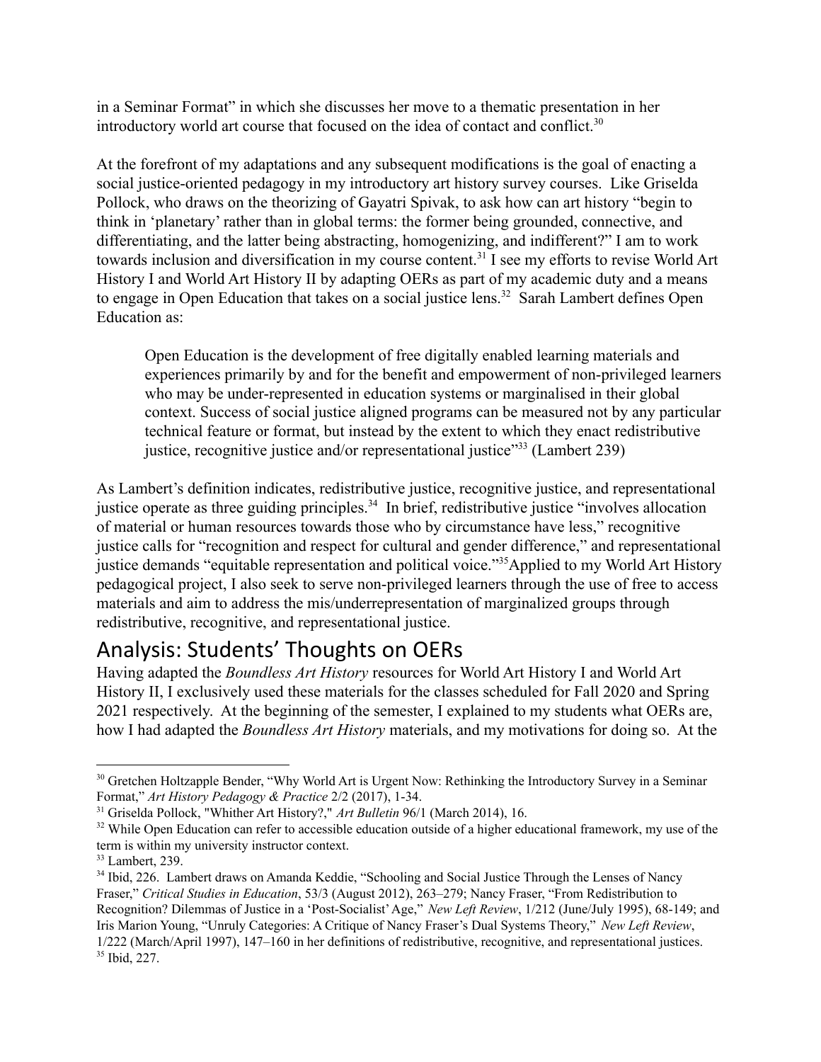in a Seminar Format" in which she discusses her move to a thematic presentation in her introductory world art course that focused on the idea of contact and conflict.[30]

At the forefront of my adaptations and any subsequent modifications is the goal of enacting a social justice-oriented pedagogy in my introductory art history survey courses. Like Griselda Pollock, who draws on the theorizing of Gayatri Spivak, to ask how can art history "begin to think in 'planetary' rather than in global terms: the former being grounded, connective, and differentiating, and the latter being abstracting, homogenizing, and indifferent?" I am to work towards inclusion and diversification in my course content.[31] I see my efforts to revise World Art History I and World Art History II by adapting OERs as part of my academic duty and a means to engage in Open Education that takes on a social justice lens.[32] Sarah Lambert defines Open Education as:

> Open Education is the development of free digitally enabled learning materials and experiences primarily by and for the benefit and empowerment of non-privileged learners who may be under-represented in education systems or marginalised in their global context. Success of social justice aligned programs can be measured not by any particular technical feature or format, but instead by the extent to which they enact redistributive justice, recognitive justice and/or representational justice"[33] (Lambert 239)

As Lambert's definition indicates, redistributive justice, recognitive justice, and representational justice operate as three guiding principles.[34] In brief, redistributive justice "involves allocation of material or human resources towards those who by circumstance have less," recognitive justice calls for "recognition and respect for cultural and gender difference," and representational justice demands "equitable representation and political voice."[35] Applied to my World Art History pedagogical project, I also seek to serve non-privileged learners through the use of free to access materials and aim to address the mis/underrepresentation of marginalized groups through redistributive, recognitive, and representational justice.

## Analysis: Students' Thoughts on OERs

Having adapted the *Boundless Art History* resources for World Art History I and World Art History II, I exclusively used these materials for the classes scheduled for Fall 2020 and Spring 2021 respectively. At the beginning of the semester, I explained to my students what OERs are, how I had adapted the *Boundless Art History* materials, and my motivations for doing so. At the

---

[30] Gretchen Holtzapple Bender, "Why World Art is Urgent Now: Rethinking the Introductory Survey in a Seminar Format," *Art History Pedagogy & Practice* 2/2 (2017), 1-34.

[31] Griselda Pollock, "Whither Art History?," *Art Bulletin* 96/1 (March 2014), 16.

[32] While Open Education can refer to accessible education outside of a higher educational framework, my use of the term is within my university instructor context.

[33] Lambert, 239.

[34] Ibid, 226. Lambert draws on Amanda Keddie, "Schooling and Social Justice Through the Lenses of Nancy Fraser," *Critical Studies in Education*, 53/3 (August 2012), 263–279; Nancy Fraser, "From Redistribution to Recognition? Dilemmas of Justice in a 'Post-Socialist' Age," *New Left Review*, 1/212 (June/July 1995), 68-149; and Iris Marion Young, "Unruly Categories: A Critique of Nancy Fraser's Dual Systems Theory," *New Left Review*, 1/222 (March/April 1997), 147–160 in her definitions of redistributive, recognitive, and representational justices.

[35] Ibid, 227.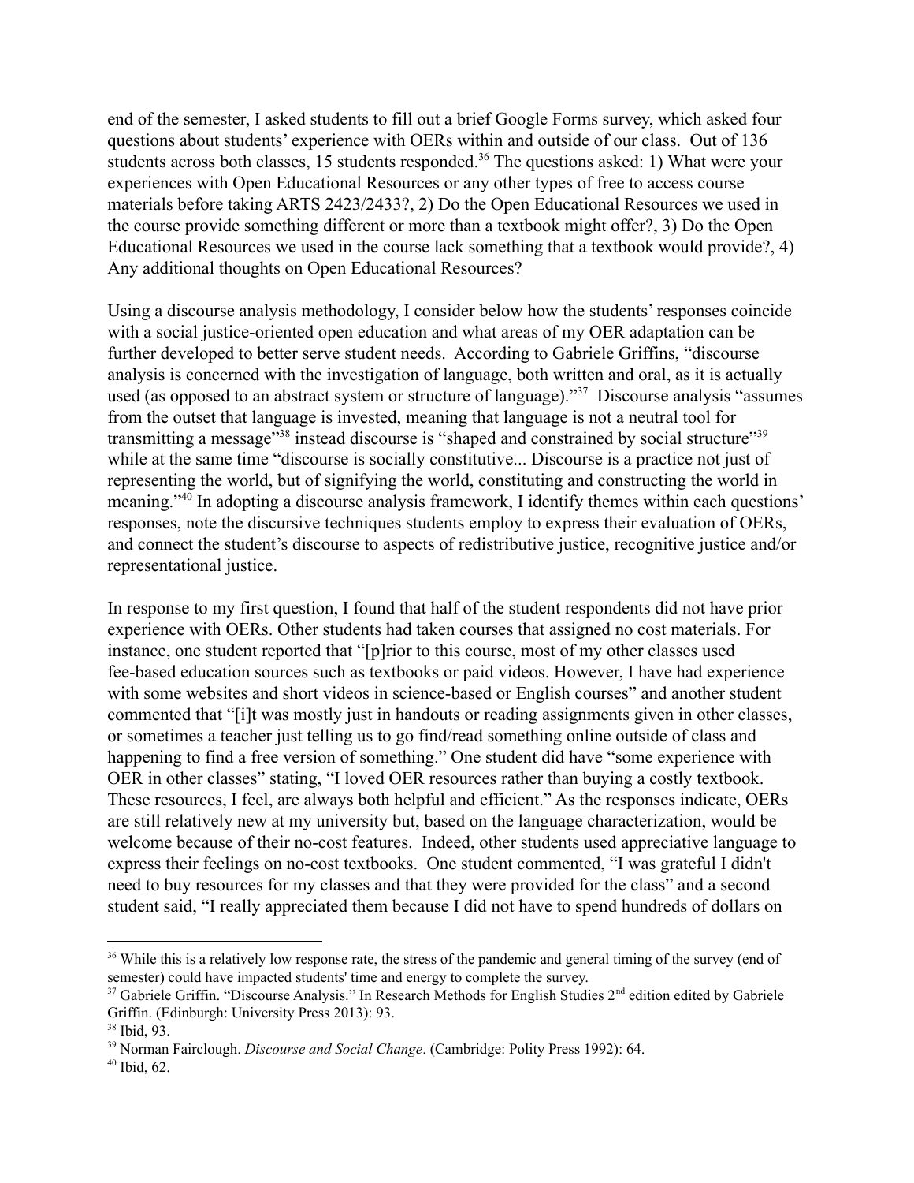end of the semester, I asked students to fill out a brief Google Forms survey, which asked four questions about students' experience with OERs within and outside of our class. Out of 136 students across both classes, 15 students responded.[36] The questions asked: 1) What were your experiences with Open Educational Resources or any other types of free to access course materials before taking ARTS 2423/2433?, 2) Do the Open Educational Resources we used in the course provide something different or more than a textbook might offer?, 3) Do the Open Educational Resources we used in the course lack something that a textbook would provide?, 4) Any additional thoughts on Open Educational Resources?

Using a discourse analysis methodology, I consider below how the students' responses coincide with a social justice-oriented open education and what areas of my OER adaptation can be further developed to better serve student needs. According to Gabriele Griffins, "discourse analysis is concerned with the investigation of language, both written and oral, as it is actually used (as opposed to an abstract system or structure of language)."[37] Discourse analysis "assumes from the outset that language is invested, meaning that language is not a neutral tool for transmitting a message"[38] instead discourse is "shaped and constrained by social structure"[39] while at the same time "discourse is socially constitutive... Discourse is a practice not just of representing the world, but of signifying the world, constituting and constructing the world in meaning."[40] In adopting a discourse analysis framework, I identify themes within each questions' responses, note the discursive techniques students employ to express their evaluation of OERs, and connect the student's discourse to aspects of redistributive justice, recognitive justice and/or representational justice.

In response to my first question, I found that half of the student respondents did not have prior experience with OERs. Other students had taken courses that assigned no cost materials. For instance, one student reported that "[p]rior to this course, most of my other classes used fee-based education sources such as textbooks or paid videos. However, I have had experience with some websites and short videos in science-based or English courses" and another student commented that "[i]t was mostly just in handouts or reading assignments given in other classes, or sometimes a teacher just telling us to go find/read something online outside of class and happening to find a free version of something." One student did have "some experience with OER in other classes" stating, "I loved OER resources rather than buying a costly textbook. These resources, I feel, are always both helpful and efficient." As the responses indicate, OERs are still relatively new at my university but, based on the language characterization, would be welcome because of their no-cost features. Indeed, other students used appreciative language to express their feelings on no-cost textbooks. One student commented, "I was grateful I didn't need to buy resources for my classes and that they were provided for the class" and a second student said, "I really appreciated them because I did not have to spend hundreds of dollars on

---

[36] While this is a relatively low response rate, the stress of the pandemic and general timing of the survey (end of semester) could have impacted students' time and energy to complete the survey.

[37] Gabriele Griffin. "Discourse Analysis." In Research Methods for English Studies 2nd edition edited by Gabriele Griffin. (Edinburgh: University Press 2013): 93.

[38] Ibid, 93.

[39] Norman Fairclough. *Discourse and Social Change*. (Cambridge: Polity Press 1992): 64.

[40] Ibid, 62.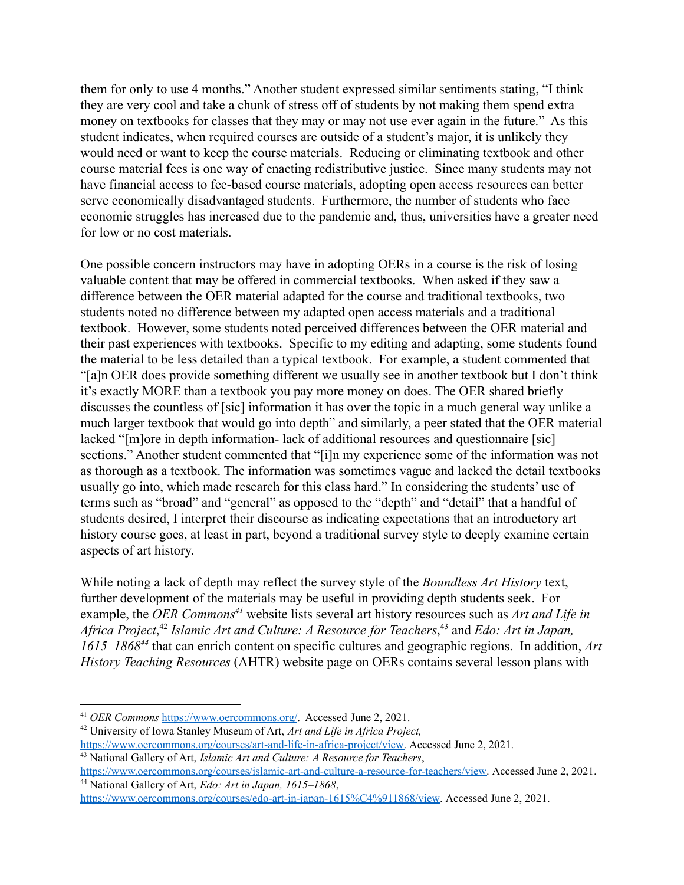them for only to use 4 months." Another student expressed similar sentiments stating, "I think they are very cool and take a chunk of stress off of students by not making them spend extra money on textbooks for classes that they may or may not use ever again in the future." As this student indicates, when required courses are outside of a student's major, it is unlikely they would need or want to keep the course materials. Reducing or eliminating textbook and other course material fees is one way of enacting redistributive justice. Since many students may not have financial access to fee-based course materials, adopting open access resources can better serve economically disadvantaged students. Furthermore, the number of students who face economic struggles has increased due to the pandemic and, thus, universities have a greater need for low or no cost materials.

One possible concern instructors may have in adopting OERs in a course is the risk of losing valuable content that may be offered in commercial textbooks. When asked if they saw a difference between the OER material adapted for the course and traditional textbooks, two students noted no difference between my adapted open access materials and a traditional textbook. However, some students noted perceived differences between the OER material and their past experiences with textbooks. Specific to my editing and adapting, some students found the material to be less detailed than a typical textbook. For example, a student commented that "[a]n OER does provide something different we usually see in another textbook but I don't think it's exactly MORE than a textbook you pay more money on does. The OER shared briefly discusses the countless of [sic] information it has over the topic in a much general way unlike a much larger textbook that would go into depth" and similarly, a peer stated that the OER material lacked "[m]ore in depth information- lack of additional resources and questionnaire [sic] sections." Another student commented that "[i]n my experience some of the information was not as thorough as a textbook. The information was sometimes vague and lacked the detail textbooks usually go into, which made research for this class hard." In considering the students' use of terms such as "broad" and "general" as opposed to the "depth" and "detail" that a handful of students desired, I interpret their discourse as indicating expectations that an introductory art history course goes, at least in part, beyond a traditional survey style to deeply examine certain aspects of art history.

While noting a lack of depth may reflect the survey style of the *Boundless Art History* text, further development of the materials may be useful in providing depth students seek. For example, the *OER Commons*[41] website lists several art history resources such as *Art and Life in Africa Project*,[42] *Islamic Art and Culture: A Resource for Teachers*,[43] and *Edo: Art in Japan, 1615–1868*[44] that can enrich content on specific cultures and geographic regions. In addition, *Art History Teaching Resources* (AHTR) website page on OERs contains several lesson plans with

---

[41] *OER Commons* https://www.oercommons.org/. Accessed June 2, 2021.

[42] University of Iowa Stanley Museum of Art, *Art and Life in Africa Project*, https://www.oercommons.org/courses/art-and-life-in-africa-project/view. Accessed June 2, 2021.

[43] National Gallery of Art, *Islamic Art and Culture: A Resource for Teachers*, https://www.oercommons.org/courses/islamic-art-and-culture-a-resource-for-teachers/view. Accessed June 2, 2021.

[44] National Gallery of Art, *Edo: Art in Japan, 1615–1868*, https://www.oercommons.org/courses/edo-art-in-japan-1615%C4%911868/view. Accessed June 2, 2021.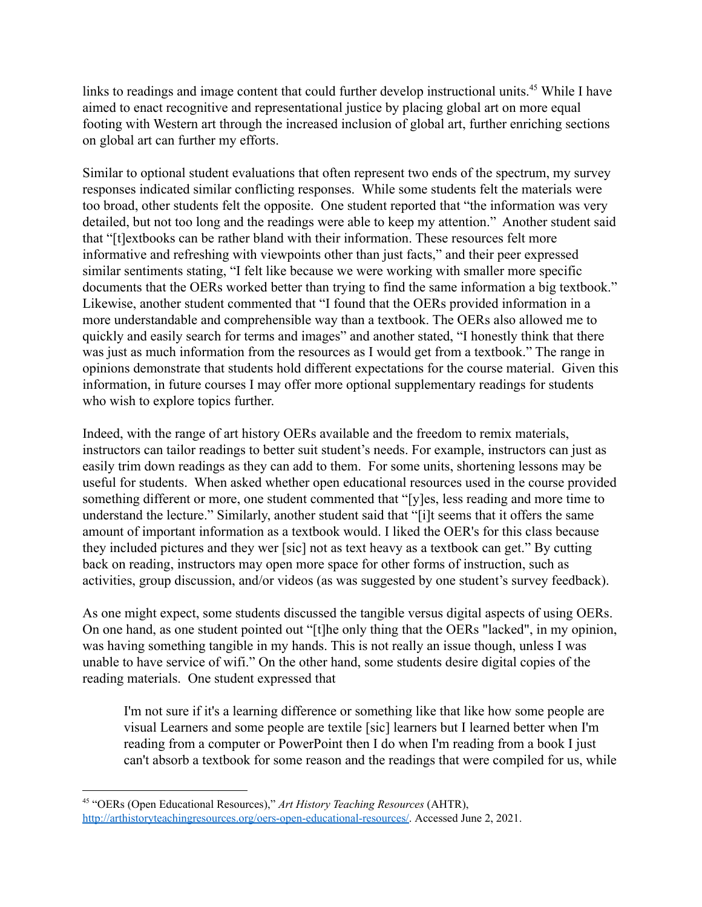links to readings and image content that could further develop instructional units.[45] While I have aimed to enact recognitive and representational justice by placing global art on more equal footing with Western art through the increased inclusion of global art, further enriching sections on global art can further my efforts.

Similar to optional student evaluations that often represent two ends of the spectrum, my survey responses indicated similar conflicting responses. While some students felt the materials were too broad, other students felt the opposite. One student reported that "the information was very detailed, but not too long and the readings were able to keep my attention." Another student said that "[t]extbooks can be rather bland with their information. These resources felt more informative and refreshing with viewpoints other than just facts," and their peer expressed similar sentiments stating, "I felt like because we were working with smaller more specific documents that the OERs worked better than trying to find the same information a big textbook." Likewise, another student commented that "I found that the OERs provided information in a more understandable and comprehensible way than a textbook. The OERs also allowed me to quickly and easily search for terms and images" and another stated, "I honestly think that there was just as much information from the resources as I would get from a textbook." The range in opinions demonstrate that students hold different expectations for the course material. Given this information, in future courses I may offer more optional supplementary readings for students who wish to explore topics further.

Indeed, with the range of art history OERs available and the freedom to remix materials, instructors can tailor readings to better suit student's needs. For example, instructors can just as easily trim down readings as they can add to them. For some units, shortening lessons may be useful for students. When asked whether open educational resources used in the course provided something different or more, one student commented that "[y]es, less reading and more time to understand the lecture." Similarly, another student said that "[i]t seems that it offers the same amount of important information as a textbook would. I liked the OER's for this class because they included pictures and they wer [sic] not as text heavy as a textbook can get." By cutting back on reading, instructors may open more space for other forms of instruction, such as activities, group discussion, and/or videos (as was suggested by one student's survey feedback).

As one might expect, some students discussed the tangible versus digital aspects of using OERs. On one hand, as one student pointed out "[t]he only thing that the OERs "lacked", in my opinion, was having something tangible in my hands. This is not really an issue though, unless I was unable to have service of wifi." On the other hand, some students desire digital copies of the reading materials. One student expressed that

> I'm not sure if it's a learning difference or something like that like how some people are visual Learners and some people are textile [sic] learners but I learned better when I'm reading from a computer or PowerPoint then I do when I'm reading from a book I just can't absorb a textbook for some reason and the readings that were compiled for us, while

---

[45] "OERs (Open Educational Resources)," *Art History Teaching Resources* (AHTR), http://arthistoryteachingresources.org/oers-open-educational-resources/. Accessed June 2, 2021.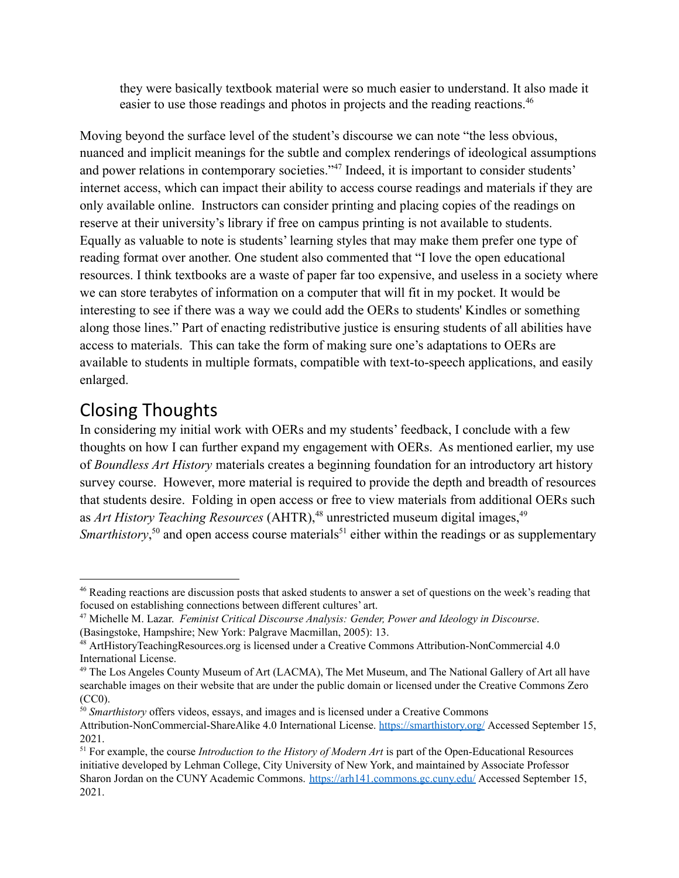> they were basically textbook material were so much easier to understand. It also made it easier to use those readings and photos in projects and the reading reactions.[46]

Moving beyond the surface level of the student's discourse we can note "the less obvious, nuanced and implicit meanings for the subtle and complex renderings of ideological assumptions and power relations in contemporary societies."[47] Indeed, it is important to consider students' internet access, which can impact their ability to access course readings and materials if they are only available online. Instructors can consider printing and placing copies of the readings on reserve at their university's library if free on campus printing is not available to students. Equally as valuable to note is students' learning styles that may make them prefer one type of reading format over another. One student also commented that "I love the open educational resources. I think textbooks are a waste of paper far too expensive, and useless in a society where we can store terabytes of information on a computer that will fit in my pocket. It would be interesting to see if there was a way we could add the OERs to students' Kindles or something along those lines." Part of enacting redistributive justice is ensuring students of all abilities have access to materials. This can take the form of making sure one's adaptations to OERs are available to students in multiple formats, compatible with text-to-speech applications, and easily enlarged.

## Closing Thoughts

In considering my initial work with OERs and my students' feedback, I conclude with a few thoughts on how I can further expand my engagement with OERs. As mentioned earlier, my use of *Boundless Art History* materials creates a beginning foundation for an introductory art history survey course. However, more material is required to provide the depth and breadth of resources that students desire. Folding in open access or free to view materials from additional OERs such as *Art History Teaching Resources* (AHTR),[48] unrestricted museum digital images,[49] *Smarthistory*,[50] and open access course materials[51] either within the readings or as supplementary

---

[46] Reading reactions are discussion posts that asked students to answer a set of questions on the week's reading that focused on establishing connections between different cultures' art.

[47] Michelle M. Lazar. *Feminist Critical Discourse Analysis: Gender, Power and Ideology in Discourse*. (Basingstoke, Hampshire; New York: Palgrave Macmillan, 2005): 13.

[48] ArtHistoryTeachingResources.org is licensed under a Creative Commons Attribution-NonCommercial 4.0 International License.

[49] The Los Angeles County Museum of Art (LACMA), The Met Museum, and The National Gallery of Art all have searchable images on their website that are under the public domain or licensed under the Creative Commons Zero (CC0).

[50] *Smarthistory* offers videos, essays, and images and is licensed under a Creative Commons Attribution-NonCommercial-ShareAlike 4.0 International License. https://smarthistory.org/ Accessed September 15, 2021.

[51] For example, the course *Introduction to the History of Modern Art* is part of the Open-Educational Resources initiative developed by Lehman College, City University of New York, and maintained by Associate Professor Sharon Jordan on the CUNY Academic Commons. https://arh141.commons.gc.cuny.edu/ Accessed September 15, 2021.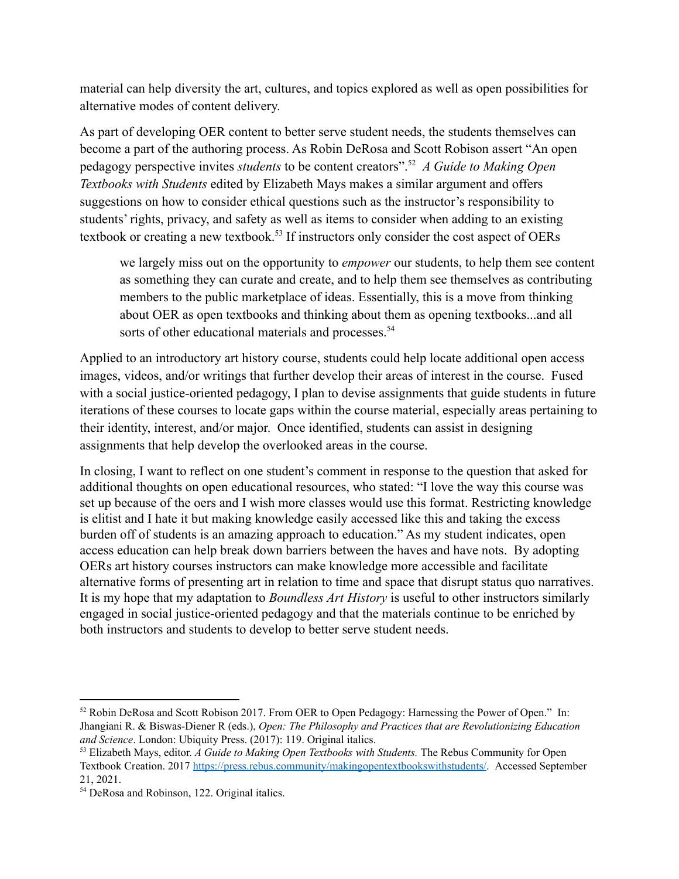material can help diversity the art, cultures, and topics explored as well as open possibilities for alternative modes of content delivery.

As part of developing OER content to better serve student needs, the students themselves can become a part of the authoring process. As Robin DeRosa and Scott Robison assert "An open pedagogy perspective invites *students* to be content creators".[52] *A Guide to Making Open Textbooks with Students* edited by Elizabeth Mays makes a similar argument and offers suggestions on how to consider ethical questions such as the instructor's responsibility to students' rights, privacy, and safety as well as items to consider when adding to an existing textbook or creating a new textbook.[53] If instructors only consider the cost aspect of OERs

> we largely miss out on the opportunity to *empower* our students, to help them see content as something they can curate and create, and to help them see themselves as contributing members to the public marketplace of ideas. Essentially, this is a move from thinking about OER as open textbooks and thinking about them as opening textbooks...and all sorts of other educational materials and processes.[54]

Applied to an introductory art history course, students could help locate additional open access images, videos, and/or writings that further develop their areas of interest in the course. Fused with a social justice-oriented pedagogy, I plan to devise assignments that guide students in future iterations of these courses to locate gaps within the course material, especially areas pertaining to their identity, interest, and/or major. Once identified, students can assist in designing assignments that help develop the overlooked areas in the course.

In closing, I want to reflect on one student's comment in response to the question that asked for additional thoughts on open educational resources, who stated: "I love the way this course was set up because of the oers and I wish more classes would use this format. Restricting knowledge is elitist and I hate it but making knowledge easily accessed like this and taking the excess burden off of students is an amazing approach to education." As my student indicates, open access education can help break down barriers between the haves and have nots. By adopting OERs art history courses instructors can make knowledge more accessible and facilitate alternative forms of presenting art in relation to time and space that disrupt status quo narratives. It is my hope that my adaptation to *Boundless Art History* is useful to other instructors similarly engaged in social justice-oriented pedagogy and that the materials continue to be enriched by both instructors and students to develop to better serve student needs.

---

[52] Robin DeRosa and Scott Robison 2017. From OER to Open Pedagogy: Harnessing the Power of Open." In: Jhangiani R. & Biswas-Diener R (eds.), *Open: The Philosophy and Practices that are Revolutionizing Education and Science*. London: Ubiquity Press. (2017): 119. Original italics.

[53] Elizabeth Mays, editor. *A Guide to Making Open Textbooks with Students.* The Rebus Community for Open Textbook Creation. 2017 https://press.rebus.community/makingopentextbookswithstudents/. Accessed September 21, 2021.

[54] DeRosa and Robinson, 122. Original italics.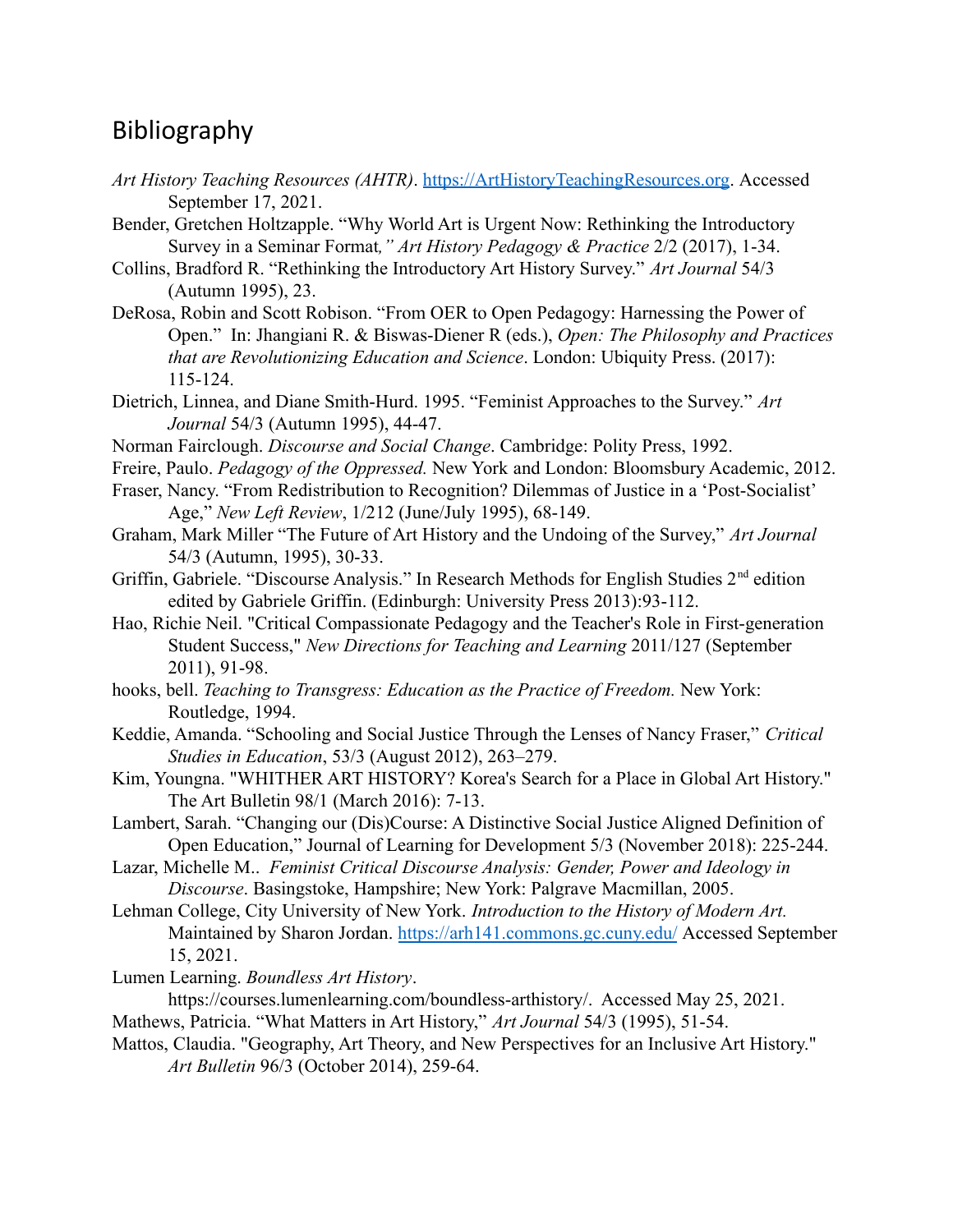## Bibliography

*Art History Teaching Resources (AHTR)*. https://ArtHistoryTeachingResources.org. Accessed September 17, 2021.

Bender, Gretchen Holtzapple. "Why World Art is Urgent Now: Rethinking the Introductory Survey in a Seminar Format*," Art History Pedagogy & Practice* 2/2 (2017), 1-34.

Collins, Bradford R. "Rethinking the Introductory Art History Survey." *Art Journal* 54/3 (Autumn 1995), 23.

DeRosa, Robin and Scott Robison. "From OER to Open Pedagogy: Harnessing the Power of Open." In: Jhangiani R. & Biswas-Diener R (eds.), *Open: The Philosophy and Practices that are Revolutionizing Education and Science*. London: Ubiquity Press. (2017): 115-124.

Dietrich, Linnea, and Diane Smith-Hurd. 1995. "Feminist Approaches to the Survey." *Art Journal* 54/3 (Autumn 1995), 44-47.

Norman Fairclough. *Discourse and Social Change*. Cambridge: Polity Press, 1992.

Freire, Paulo. *Pedagogy of the Oppressed.* New York and London: Bloomsbury Academic, 2012.

Fraser, Nancy. "From Redistribution to Recognition? Dilemmas of Justice in a 'Post-Socialist' Age," *New Left Review*, 1/212 (June/July 1995), 68-149.

Graham, Mark Miller "The Future of Art History and the Undoing of the Survey," *Art Journal* 54/3 (Autumn, 1995), 30-33.

Griffin, Gabriele. "Discourse Analysis." In Research Methods for English Studies 2nd edition edited by Gabriele Griffin. (Edinburgh: University Press 2013):93-112.

Hao, Richie Neil. "Critical Compassionate Pedagogy and the Teacher's Role in First-generation Student Success," *New Directions for Teaching and Learning* 2011/127 (September 2011), 91-98.

hooks, bell. *Teaching to Transgress: Education as the Practice of Freedom.* New York: Routledge, 1994.

Keddie, Amanda. "Schooling and Social Justice Through the Lenses of Nancy Fraser," *Critical Studies in Education*, 53/3 (August 2012), 263–279.

Kim, Youngna. "WHITHER ART HISTORY? Korea's Search for a Place in Global Art History." The Art Bulletin 98/1 (March 2016): 7-13.

Lambert, Sarah. "Changing our (Dis)Course: A Distinctive Social Justice Aligned Definition of Open Education," Journal of Learning for Development 5/3 (November 2018): 225-244.

Lazar, Michelle M.. *Feminist Critical Discourse Analysis: Gender, Power and Ideology in Discourse*. Basingstoke, Hampshire; New York: Palgrave Macmillan, 2005.

Lehman College, City University of New York. *Introduction to the History of Modern Art.* Maintained by Sharon Jordan. https://arh141.commons.gc.cuny.edu/ Accessed September 15, 2021.

Lumen Learning. *Boundless Art History*. https://courses.lumenlearning.com/boundless-arthistory/. Accessed May 25, 2021.

Mathews, Patricia. "What Matters in Art History," *Art Journal* 54/3 (1995), 51-54.

Mattos, Claudia. "Geography, Art Theory, and New Perspectives for an Inclusive Art History." *Art Bulletin* 96/3 (October 2014), 259-64.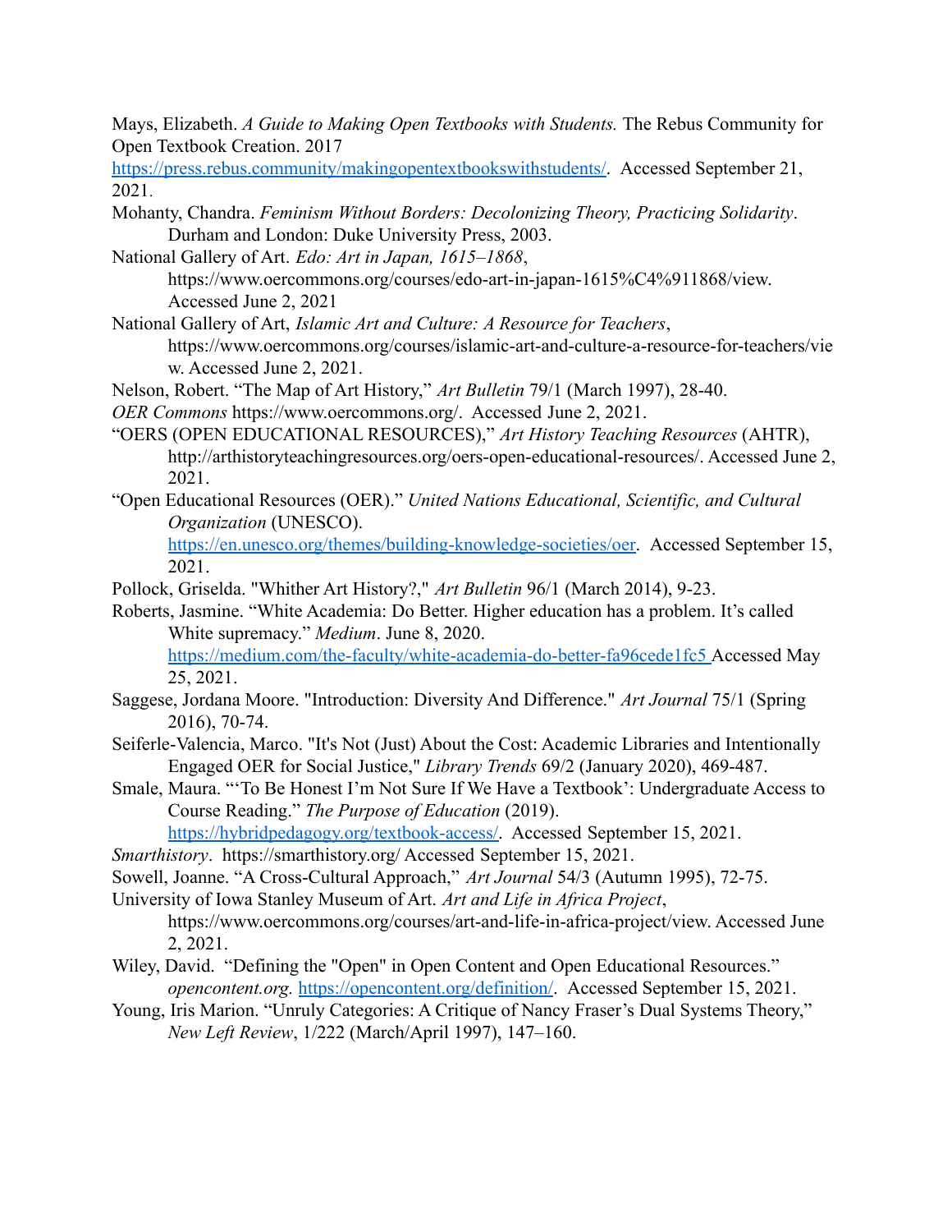Mays, Elizabeth. *A Guide to Making Open Textbooks with Students.* The Rebus Community for Open Textbook Creation. 2017 https://press.rebus.community/makingopentextbookswithstudents/. Accessed September 21, 2021.

Mohanty, Chandra. *Feminism Without Borders: Decolonizing Theory, Practicing Solidarity*. Durham and London: Duke University Press, 2003.

National Gallery of Art. *Edo: Art in Japan, 1615–1868*, https://www.oercommons.org/courses/edo-art-in-japan-1615%C4%911868/view. Accessed June 2, 2021

National Gallery of Art, *Islamic Art and Culture: A Resource for Teachers*, https://www.oercommons.org/courses/islamic-art-and-culture-a-resource-for-teachers/view. Accessed June 2, 2021.

Nelson, Robert. "The Map of Art History," *Art Bulletin* 79/1 (March 1997), 28-40.

*OER Commons* https://www.oercommons.org/. Accessed June 2, 2021.

"OERS (OPEN EDUCATIONAL RESOURCES)," *Art History Teaching Resources* (AHTR), http://arthistoryteachingresources.org/oers-open-educational-resources/. Accessed June 2, 2021.

"Open Educational Resources (OER)." *United Nations Educational, Scientific, and Cultural Organization* (UNESCO). https://en.unesco.org/themes/building-knowledge-societies/oer. Accessed September 15, 2021.

Pollock, Griselda. "Whither Art History?," *Art Bulletin* 96/1 (March 2014), 9-23.

Roberts, Jasmine. "White Academia: Do Better. Higher education has a problem. It's called White supremacy." *Medium*. June 8, 2020. https://medium.com/the-faculty/white-academia-do-better-fa96cede1fc5 Accessed May 25, 2021.

Saggese, Jordana Moore. "Introduction: Diversity And Difference." *Art Journal* 75/1 (Spring 2016), 70-74.

Seiferle-Valencia, Marco. "It's Not (Just) About the Cost: Academic Libraries and Intentionally Engaged OER for Social Justice," *Library Trends* 69/2 (January 2020), 469-487.

Smale, Maura. "'To Be Honest I'm Not Sure If We Have a Textbook': Undergraduate Access to Course Reading." *The Purpose of Education* (2019). https://hybridpedagogy.org/textbook-access/. Accessed September 15, 2021.

*Smarthistory*. https://smarthistory.org/ Accessed September 15, 2021.

Sowell, Joanne. "A Cross-Cultural Approach," *Art Journal* 54/3 (Autumn 1995), 72-75.

University of Iowa Stanley Museum of Art. *Art and Life in Africa Project*, https://www.oercommons.org/courses/art-and-life-in-africa-project/view. Accessed June 2, 2021.

Wiley, David. "Defining the "Open" in Open Content and Open Educational Resources." *opencontent.org.* https://opencontent.org/definition/. Accessed September 15, 2021.

Young, Iris Marion. "Unruly Categories: A Critique of Nancy Fraser's Dual Systems Theory," *New Left Review*, 1/222 (March/April 1997), 147–160.